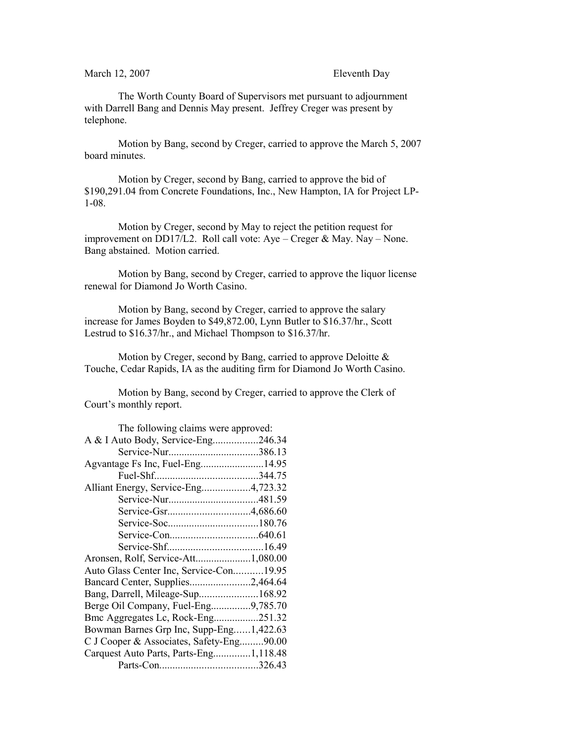March 12, 2007 Eleventh Day

The Worth County Board of Supervisors met pursuant to adjournment with Darrell Bang and Dennis May present. Jeffrey Creger was present by telephone.

Motion by Bang, second by Creger, carried to approve the March 5, 2007 board minutes.

Motion by Creger, second by Bang, carried to approve the bid of $190,291.04 from Concrete Foundations, Inc., New Hampton, IA for Project LP-1-08.

Motion by Creger, second by May to reject the petition request for improvement on DD17/L2. Roll call vote: Aye – Creger & May. Nay – None. Bang abstained. Motion carried.

Motion by Bang, second by Creger, carried to approve the liquor license renewal for Diamond Jo Worth Casino.

Motion by Bang, second by Creger, carried to approve the salary increase for James Boyden to $49,872.00, Lynn Butler to $16.37/hr., Scott Lestrud to $16.37/hr., and Michael Thompson to $16.37/hr.

Motion by Creger, second by Bang, carried to approve Deloitte & Touche, Cedar Rapids, IA as the auditing firm for Diamond Jo Worth Casino.

Motion by Bang, second by Creger, carried to approve the Clerk of Court's monthly report.

The following claims were approved:

A & I Auto Body, Service-Eng.................246.34
Service-Nur..................................386.13
Agvantage Fs Inc, Fuel-Eng........................14.95
Fuel-Shf.......................................344.75
Alliant Energy, Service-Eng..................4,723.32
Service-Nur..................................481.59
Service-Gsr...............................4,686.60
Service-Soc..................................180.76
Service-Con.................................640.61
Service-Shf....................................16.49
Aronsen, Rolf, Service-Att.....................1,080.00
Auto Glass Center Inc, Service-Con...........19.95
Bancard Center, Supplies.......................2,464.64
Bang, Darrell, Mileage-Sup......................168.92
Berge Oil Company, Fuel-Eng...............9,785.70
Bmc Aggregates Lc, Rock-Eng.................251.32
Bowman Barnes Grp Inc, Supp-Eng......1,422.63
C J Cooper & Associates, Safety-Eng.........90.00
Carquest Auto Parts, Parts-Eng..............1,118.48
Parts-Con.....................................326.43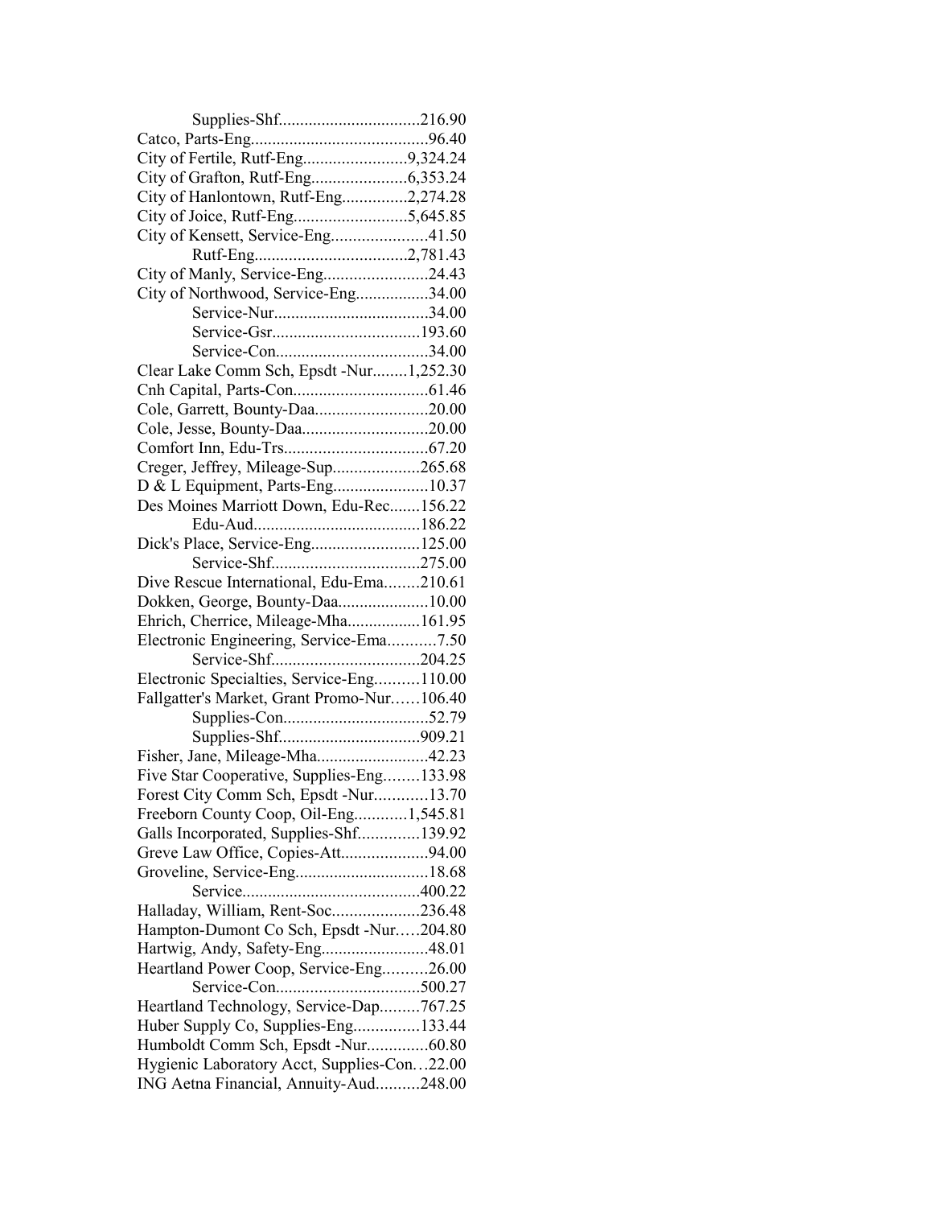Supplies-Shf.................................216.90
Catco, Parts-Eng.........................................96.40
City of Fertile, Rutf-Eng........................9,324.24
City of Grafton, Rutf-Eng......................6,353.24
City of Hanlontown, Rutf-Eng...............2,274.28
City of Joice, Rutf-Eng..........................5,645.85
City of Kensett, Service-Eng......................41.50
Rutf-Eng...................................2,781.43
City of Manly, Service-Eng........................24.43
City of Northwood, Service-Eng.................34.00
Service-Nur...................................34.00
Service-Gsr..................................193.60
Service-Con...................................34.00
Clear Lake Comm Sch, Epsdt -Nur........1,252.30
Cnh Capital, Parts-Con...............................61.46
Cole, Garrett, Bounty-Daa..........................20.00
Cole, Jesse, Bounty-Daa.............................20.00
Comfort Inn, Edu-Trs.................................67.20
Creger, Jeffrey, Mileage-Sup....................265.68
D & L Equipment, Parts-Eng......................10.37
Des Moines Marriott Down, Edu-Rec.......156.22
Edu-Aud......................................186.22
Dick's Place, Service-Eng.........................125.00
Service-Shf..................................275.00
Dive Rescue International, Edu-Ema........210.61
Dokken, George, Bounty-Daa.....................10.00
Ehrich, Cherrice, Mileage-Mha.................161.95
Electronic Engineering, Service-Ema...........7.50
Service-Shf..................................204.25
Electronic Specialties, Service-Eng..........110.00
Fallgatter's Market, Grant Promo-Nur……106.40
Supplies-Con.................................52.79
Supplies-Shf................................909.21
Fisher, Jane, Mileage-Mha..........................42.23
Five Star Cooperative, Supplies-Eng........133.98
Forest City Comm Sch, Epsdt -Nur............13.70
Freeborn County Coop, Oil-Eng............1,545.81
Galls Incorporated, Supplies-Shf..............139.92
Greve Law Office, Copies-Att....................94.00
Groveline, Service-Eng..............................18.68
Service........................................400.22
Halladay, William, Rent-Soc....................236.48
Hampton-Dumont Co Sch, Epsdt -Nur…..204.80
Hartwig, Andy, Safety-Eng.........................48.01
Heartland Power Coop, Service-Eng..........26.00
Service-Con.................................500.27
Heartland Technology, Service-Dap.........767.25
Huber Supply Co, Supplies-Eng...............133.44
Humboldt Comm Sch, Epsdt -Nur..............60.80
Hygienic Laboratory Acct, Supplies-Con…22.00
ING Aetna Financial, Annuity-Aud..........248.00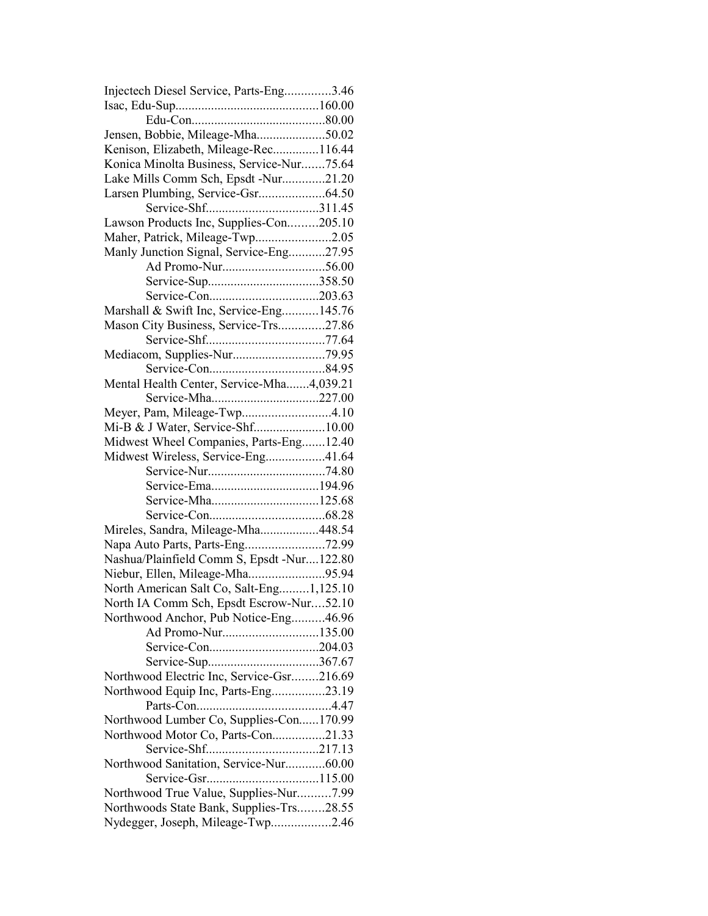Injectech Diesel Service, Parts-Eng..............3.46
Isac, Edu-Sup............................................160.00
Edu-Con.........................................80.00
Jensen, Bobbie, Mileage-Mha.....................50.02
Kenison, Elizabeth, Mileage-Rec..............116.44
Konica Minolta Business, Service-Nur.......75.64
Lake Mills Comm Sch, Epsdt -Nur.............21.20
Larsen Plumbing, Service-Gsr....................64.50
Service-Shf..................................311.45
Lawson Products Inc, Supplies-Con.........205.10
Maher, Patrick, Mileage-Twp.......................2.05
Manly Junction Signal, Service-Eng...........27.95
Ad Promo-Nur...............................56.00
Service-Sup..................................358.50
Service-Con.................................203.63
Marshall & Swift Inc, Service-Eng...........145.76
Mason City Business, Service-Trs..............27.86
Service-Shf....................................77.64
Mediacom, Supplies-Nur............................79.95
Service-Con...................................84.95
Mental Health Center, Service-Mha.......4,039.21
Service-Mha................................227.00
Meyer, Pam, Mileage-Twp...........................4.10
Mi-B & J Water, Service-Shf......................10.00
Midwest Wheel Companies, Parts-Eng.......12.40
Midwest Wireless, Service-Eng..................41.64
Service-Nur....................................74.80
Service-Ema.................................194.96
Service-Mha.................................125.68
Service-Con...................................68.28
Mireles, Sandra, Mileage-Mha..................448.54
Napa Auto Parts, Parts-Eng........................72.99
Nashua/Plainfield Comm S, Epsdt -Nur....122.80
Niebur, Ellen, Mileage-Mha.......................95.94
North American Salt Co, Salt-Eng.........1,125.10
North IA Comm Sch, Epsdt Escrow-Nur....52.10
Northwood Anchor, Pub Notice-Eng..........46.96
Ad Promo-Nur.............................135.00
Service-Con.................................204.03
Service-Sup..................................367.67
Northwood Electric Inc, Service-Gsr........216.69
Northwood Equip Inc, Parts-Eng................23.19
Parts-Con.........................................4.47
Northwood Lumber Co, Supplies-Con......170.99
Northwood Motor Co, Parts-Con................21.33
Service-Shf..................................217.13
Northwood Sanitation, Service-Nur............60.00
Service-Gsr..................................115.00
Northwood True Value, Supplies-Nur..........7.99
Northwoods State Bank, Supplies-Trs........28.55
Nydegger, Joseph, Mileage-Twp..................2.46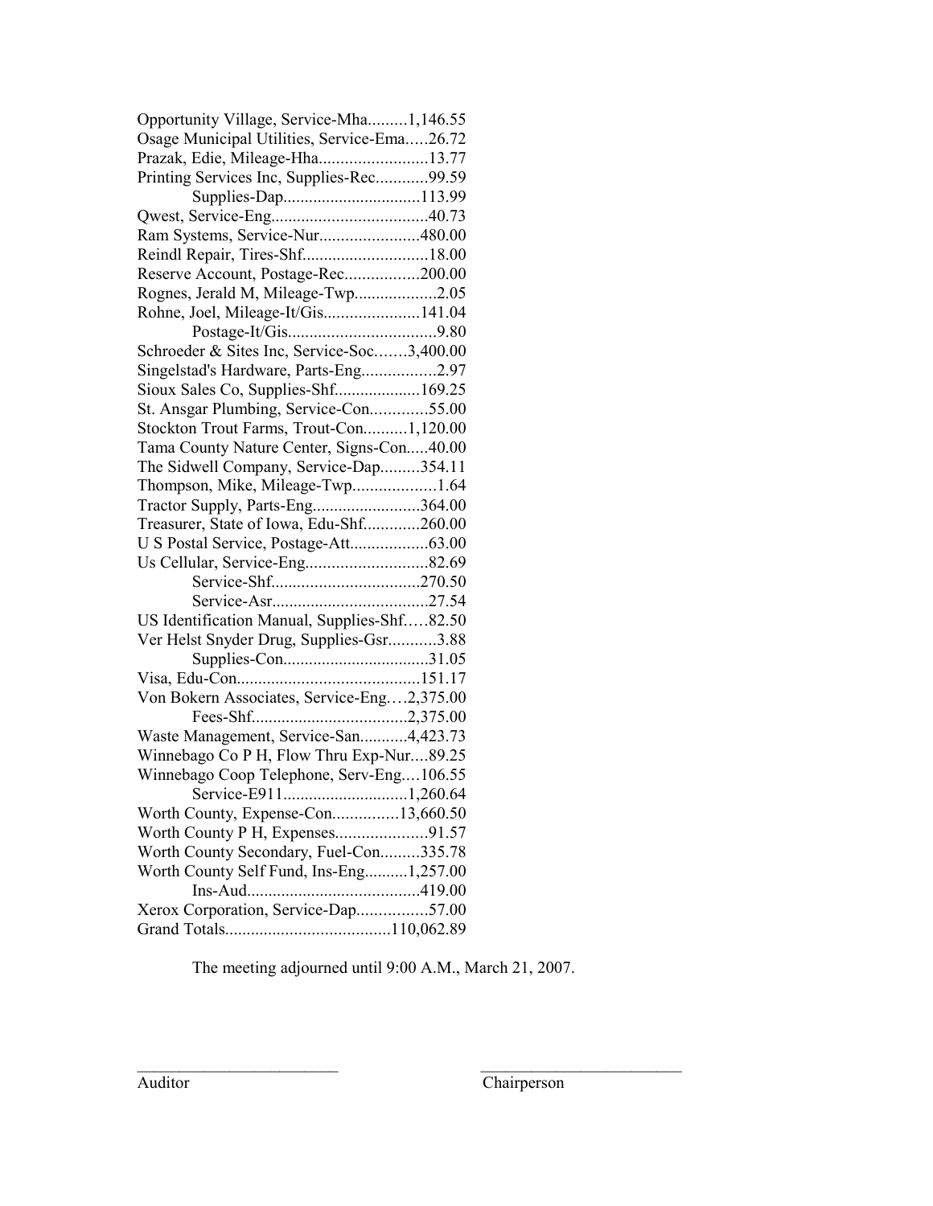Opportunity Village, Service-Mha.........1,146.55
Osage Municipal Utilities, Service-Ema.....26.72
Prazak, Edie, Mileage-Hha.........................13.77
Printing Services Inc, Supplies-Rec............99.59
Supplies-Dap...............................113.99
Qwest, Service-Eng....................................40.73
Ram Systems, Service-Nur.......................480.00
Reindl Repair, Tires-Shf.............................18.00
Reserve Account, Postage-Rec.................200.00
Rognes, Jerald M, Mileage-Twp...................2.05
Rohne, Joel, Mileage-It/Gis......................141.04
Postage-It/Gis.................................9.80
Schroeder & Sites Inc, Service-Soc.......3,400.00
Singelstad's Hardware, Parts-Eng.................2.97
Sioux Sales Co, Supplies-Shf....................169.25
St. Ansgar Plumbing, Service-Con.............55.00
Stockton Trout Farms, Trout-Con..........1,120.00
Tama County Nature Center, Signs-Con.....40.00
The Sidwell Company, Service-Dap.........354.11
Thompson, Mike, Mileage-Twp...................1.64
Tractor Supply, Parts-Eng.........................364.00
Treasurer, State of Iowa, Edu-Shf............260.00
U S Postal Service, Postage-Att..................63.00
Us Cellular, Service-Eng............................82.69
Service-Shf.................................270.50
Service-Asr...................................27.54
US Identification Manual, Supplies-Shf.....82.50
Ver Helst Snyder Drug, Supplies-Gsr...........3.88
Supplies-Con.................................31.05
Visa, Edu-Con..........................................151.17
Von Bokern Associates, Service-Eng....2,375.00
Fees-Shf...................................2,375.00
Waste Management, Service-San...........4,423.73
Winnebago Co P H, Flow Thru Exp-Nur....89.25
Winnebago Coop Telephone, Serv-Eng....106.55
Service-E911............................1,260.64
Worth County, Expense-Con...............13,660.50
Worth County P H, Expenses.....................91.57
Worth County Secondary, Fuel-Con.........335.78
Worth County Self Fund, Ins-Eng..........1,257.00
Ins-Aud.......................................419.00
Xerox Corporation, Service-Dap................57.00
Grand Totals.....................................110,062.89

The meeting adjourned until 9:00 A.M., March 21, 2007.

\_\_\_\_\_\_\_\_\_\_\_\_\_\_\_\_\_\_\_\_\_\_\_\_\_ \_\_\_\_\_\_\_\_\_\_\_\_\_\_\_\_\_\_\_\_\_\_\_\_\_
Auditor Chairperson